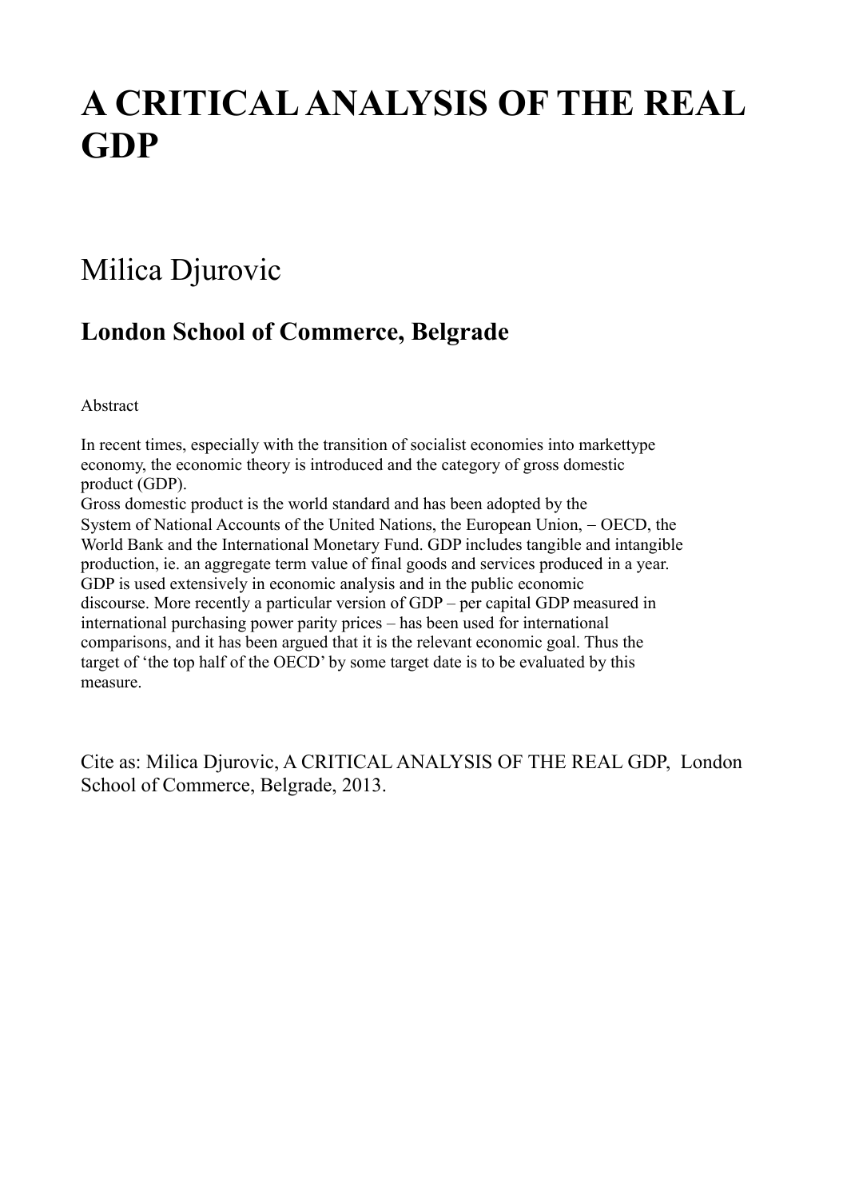# A CRITICAL ANALYSIS OF THE REAL GDP

## Milica Djurovic

### London School of Commerce, Belgrade

Abstract

In recent times, especially with the transition of socialist economies into markettype economy, the economic theory is introduced and the category of gross domestic product (GDP).
Gross domestic product is the world standard and has been adopted by the System of National Accounts of the United Nations, the European Union, – OECD, the World Bank and the International Monetary Fund. GDP includes tangible and intangible production, ie. an aggregate term value of final goods and services produced in a year. GDP is used extensively in economic analysis and in the public economic discourse. More recently a particular version of GDP – per capital GDP measured in international purchasing power parity prices – has been used for international comparisons, and it has been argued that it is the relevant economic goal. Thus the target of 'the top half of the OECD' by some target date is to be evaluated by this measure.

Cite as: Milica Djurovic, A CRITICAL ANALYSIS OF THE REAL GDP, London School of Commerce, Belgrade, 2013.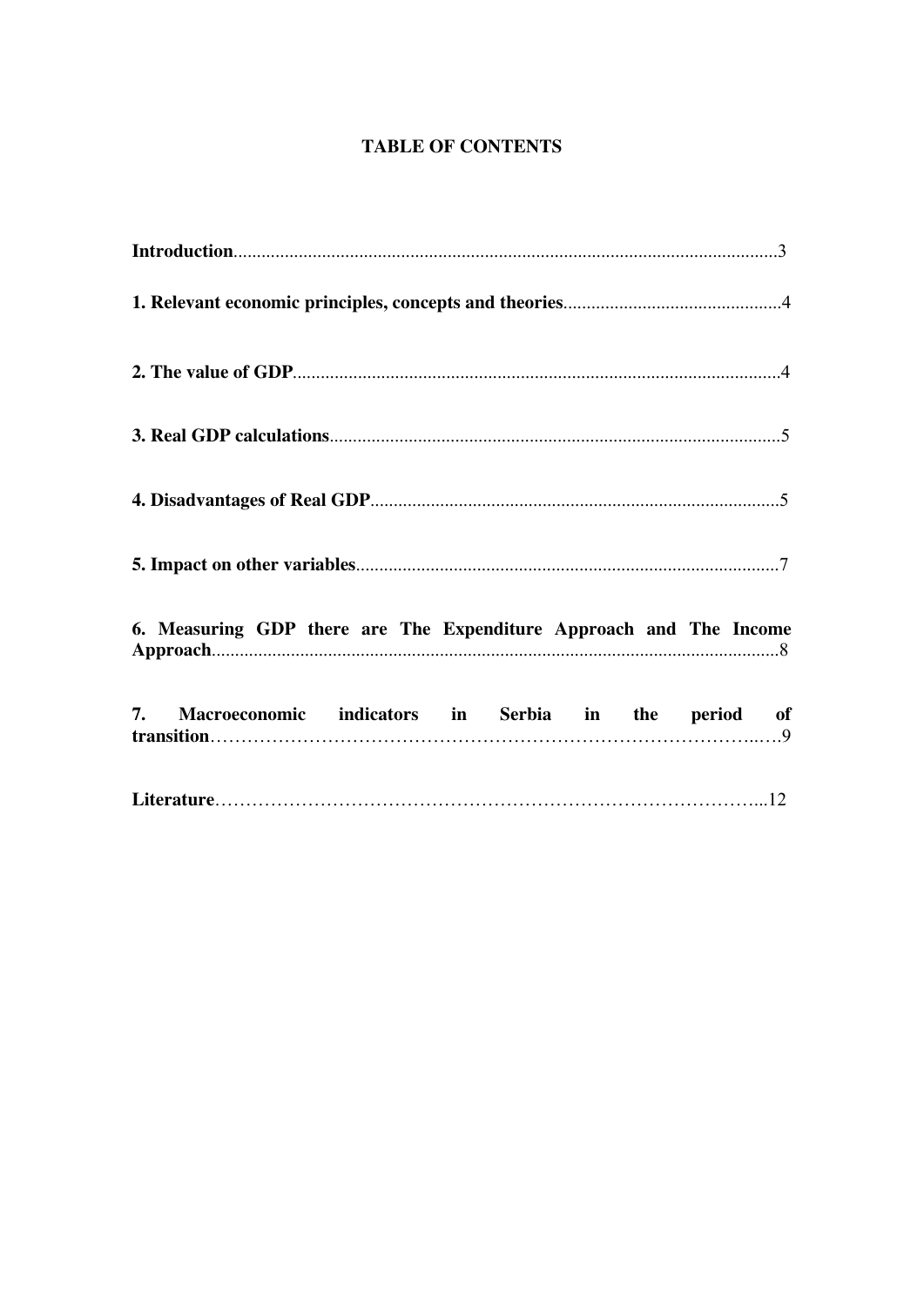**TABLE OF CONTENTS**

**Introduction**.....................................................................................................................3

**1. Relevant economic principles, concepts and theories**...............................................4

**2. The value of GDP**........................................................................................................4

**3. Real GDP calculations**................................................................................................5

**4. Disadvantages of Real GDP**........................................................................................5

**5. Impact on other variables**...........................................................................................7

**6. Measuring GDP there are The Expenditure Approach and The Income Approach**..........................................................................................................................8

**7. Macroeconomic indicators in Serbia in the period of transition**…………………………………………………………………………..….9

**Literature**…………………………………………………………………………...12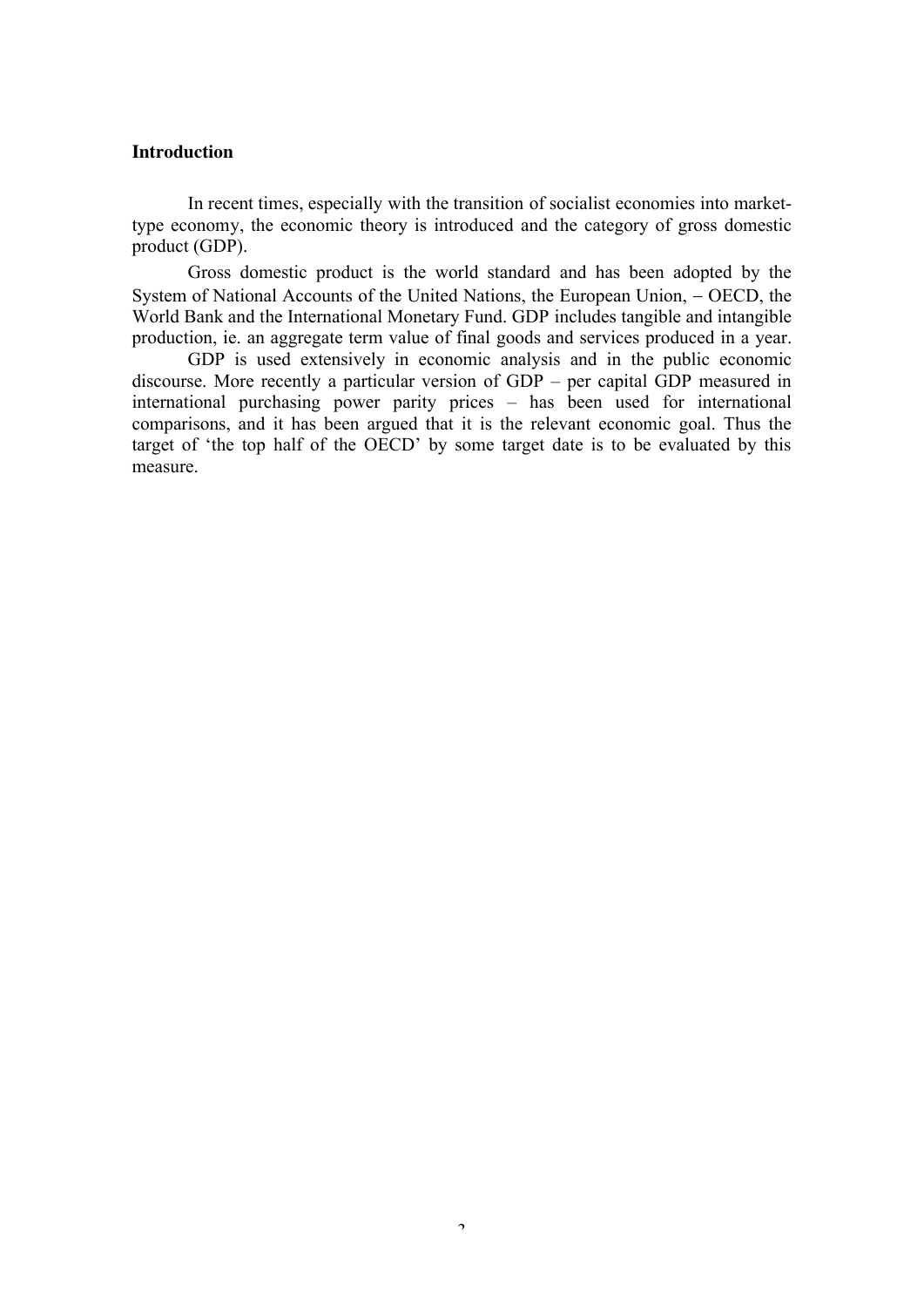**Introduction**

In recent times, especially with the transition of socialist economies into market-type economy, the economic theory is introduced and the category of gross domestic product (GDP).

Gross domestic product is the world standard and has been adopted by the System of National Accounts of the United Nations, the European Union, – OECD, the World Bank and the International Monetary Fund. GDP includes tangible and intangible production, ie. an aggregate term value of final goods and services produced in a year.

GDP is used extensively in economic analysis and in the public economic discourse. More recently a particular version of GDP – per capital GDP measured in international purchasing power parity prices – has been used for international comparisons, and it has been argued that it is the relevant economic goal. Thus the target of 'the top half of the OECD' by some target date is to be evaluated by this measure.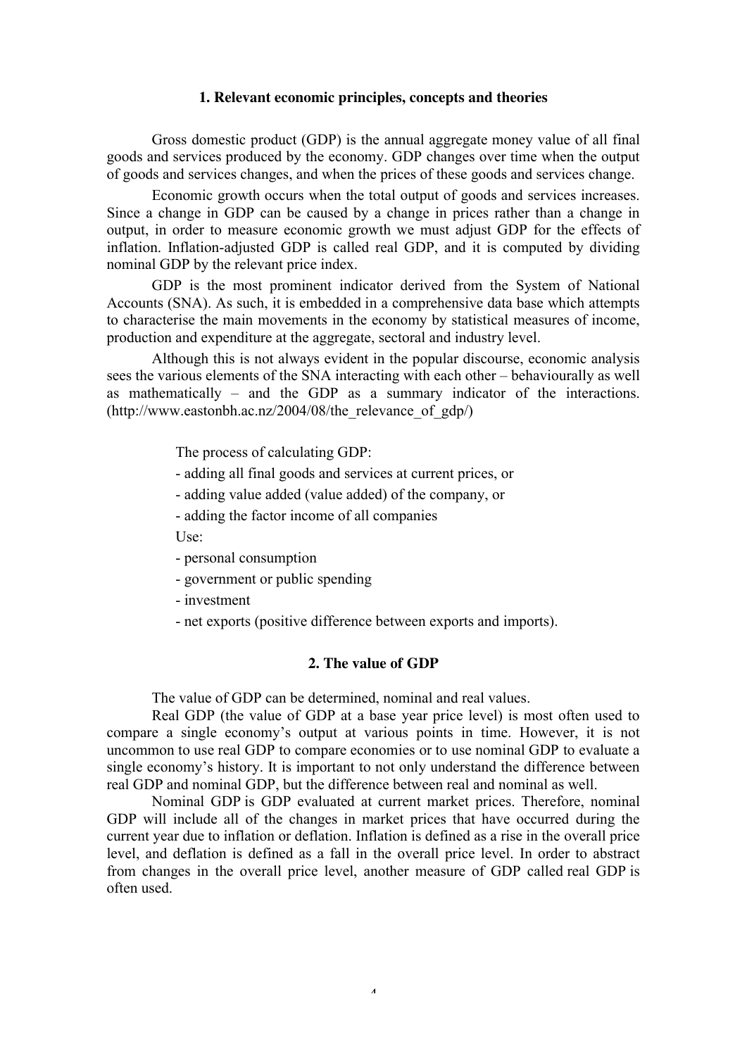## 1. Relevant economic principles, concepts and theories

Gross domestic product (GDP) is the annual aggregate money value of all final goods and services produced by the economy. GDP changes over time when the output of goods and services changes, and when the prices of these goods and services change.

Economic growth occurs when the total output of goods and services increases. Since a change in GDP can be caused by a change in prices rather than a change in output, in order to measure economic growth we must adjust GDP for the effects of inflation. Inflation-adjusted GDP is called real GDP, and it is computed by dividing nominal GDP by the relevant price index.

GDP is the most prominent indicator derived from the System of National Accounts (SNA). As such, it is embedded in a comprehensive data base which attempts to characterise the main movements in the economy by statistical measures of income, production and expenditure at the aggregate, sectoral and industry level.

Although this is not always evident in the popular discourse, economic analysis sees the various elements of the SNA interacting with each other – behaviourally as well as mathematically – and the GDP as a summary indicator of the interactions. (http://www.eastonbh.ac.nz/2004/08/the_relevance_of_gdp/)

The process of calculating GDP:

- adding all final goods and services at current prices, or
- adding value added (value added) of the company, or
- adding the factor income of all companies

Use:

- personal consumption
- government or public spending
- investment
- net exports (positive difference between exports and imports).

## 2. The value of GDP

The value of GDP can be determined, nominal and real values.

Real GDP (the value of GDP at a base year price level) is most often used to compare a single economy's output at various points in time. However, it is not uncommon to use real GDP to compare economies or to use nominal GDP to evaluate a single economy's history. It is important to not only understand the difference between real GDP and nominal GDP, but the difference between real and nominal as well.

Nominal GDP is GDP evaluated at current market prices. Therefore, nominal GDP will include all of the changes in market prices that have occurred during the current year due to inflation or deflation. Inflation is defined as a rise in the overall price level, and deflation is defined as a fall in the overall price level. In order to abstract from changes in the overall price level, another measure of GDP called real GDP is often used.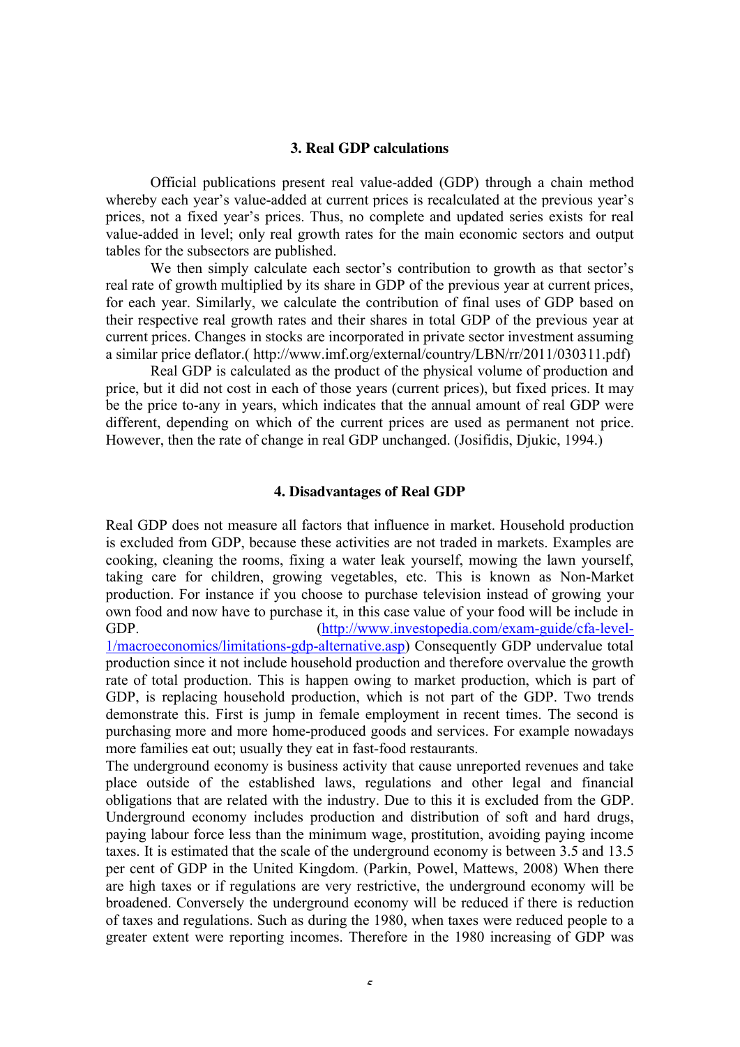## 3. Real GDP calculations

Official publications present real value-added (GDP) through a chain method whereby each year's value-added at current prices is recalculated at the previous year's prices, not a fixed year's prices. Thus, no complete and updated series exists for real value-added in level; only real growth rates for the main economic sectors and output tables for the subsectors are published.

We then simply calculate each sector's contribution to growth as that sector's real rate of growth multiplied by its share in GDP of the previous year at current prices, for each year. Similarly, we calculate the contribution of final uses of GDP based on their respective real growth rates and their shares in total GDP of the previous year at current prices. Changes in stocks are incorporated in private sector investment assuming a similar price deflator.( http://www.imf.org/external/country/LBN/rr/2011/030311.pdf)

Real GDP is calculated as the product of the physical volume of production and price, but it did not cost in each of those years (current prices), but fixed prices. It may be the price to-any in years, which indicates that the annual amount of real GDP were different, depending on which of the current prices are used as permanent not price. However, then the rate of change in real GDP unchanged. (Josifidis, Djukic, 1994.)

## 4. Disadvantages of Real GDP

Real GDP does not measure all factors that influence in market. Household production is excluded from GDP, because these activities are not traded in markets. Examples are cooking, cleaning the rooms, fixing a water leak yourself, mowing the lawn yourself, taking care for children, growing vegetables, etc. This is known as Non-Market production. For instance if you choose to purchase television instead of growing your own food and now have to purchase it, in this case value of your food will be include in GDP. (http://www.investopedia.com/exam-guide/cfa-level-1/macroeconomics/limitations-gdp-alternative.asp) Consequently GDP undervalue total production since it not include household production and therefore overvalue the growth rate of total production. This is happen owing to market production, which is part of GDP, is replacing household production, which is not part of the GDP. Two trends demonstrate this. First is jump in female employment in recent times. The second is purchasing more and more home-produced goods and services. For example nowadays more families eat out; usually they eat in fast-food restaurants.

The underground economy is business activity that cause unreported revenues and take place outside of the established laws, regulations and other legal and financial obligations that are related with the industry. Due to this it is excluded from the GDP. Underground economy includes production and distribution of soft and hard drugs, paying labour force less than the minimum wage, prostitution, avoiding paying income taxes. It is estimated that the scale of the underground economy is between 3.5 and 13.5 per cent of GDP in the United Kingdom. (Parkin, Powel, Mattews, 2008) When there are high taxes or if regulations are very restrictive, the underground economy will be broadened. Conversely the underground economy will be reduced if there is reduction of taxes and regulations. Such as during the 1980, when taxes were reduced people to a greater extent were reporting incomes. Therefore in the 1980 increasing of GDP was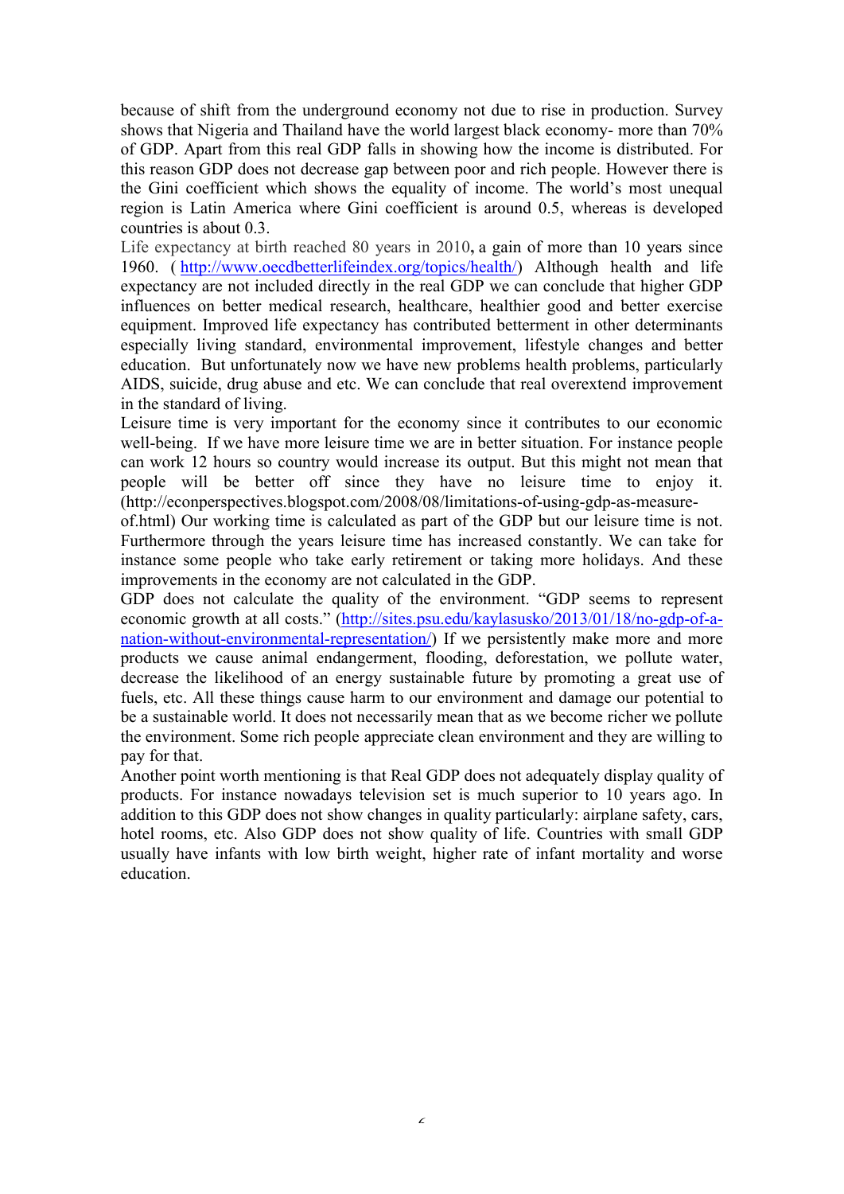because of shift from the underground economy not due to rise in production. Survey shows that Nigeria and Thailand have the world largest black economy- more than 70% of GDP. Apart from this real GDP falls in showing how the income is distributed. For this reason GDP does not decrease gap between poor and rich people. However there is the Gini coefficient which shows the equality of income. The world's most unequal region is Latin America where Gini coefficient is around 0.5, whereas is developed countries is about 0.3.

Life expectancy at birth reached 80 years in 2010**,** a gain of more than 10 years since 1960. ( http://www.oecdbetterlifeindex.org/topics/health/) Although health and life expectancy are not included directly in the real GDP we can conclude that higher GDP influences on better medical research, healthcare, healthier good and better exercise equipment. Improved life expectancy has contributed betterment in other determinants especially living standard, environmental improvement, lifestyle changes and better education. But unfortunately now we have new problems health problems, particularly AIDS, suicide, drug abuse and etc. We can conclude that real overextend improvement in the standard of living.

Leisure time is very important for the economy since it contributes to our economic well-being. If we have more leisure time we are in better situation. For instance people can work 12 hours so country would increase its output. But this might not mean that people will be better off since they have no leisure time to enjoy it. (http://econperspectives.blogspot.com/2008/08/limitations-of-using-gdp-as-measure-of.html) Our working time is calculated as part of the GDP but our leisure time is not. Furthermore through the years leisure time has increased constantly. We can take for instance some people who take early retirement or taking more holidays. And these improvements in the economy are not calculated in the GDP.

GDP does not calculate the quality of the environment. "GDP seems to represent economic growth at all costs." (http://sites.psu.edu/kaylasusko/2013/01/18/no-gdp-of-a-nation-without-environmental-representation/) If we persistently make more and more products we cause animal endangerment, flooding, deforestation, we pollute water, decrease the likelihood of an energy sustainable future by promoting a great use of fuels, etc. All these things cause harm to our environment and damage our potential to be a sustainable world. It does not necessarily mean that as we become richer we pollute the environment. Some rich people appreciate clean environment and they are willing to pay for that.

Another point worth mentioning is that Real GDP does not adequately display quality of products. For instance nowadays television set is much superior to 10 years ago. In addition to this GDP does not show changes in quality particularly: airplane safety, cars, hotel rooms, etc. Also GDP does not show quality of life. Countries with small GDP usually have infants with low birth weight, higher rate of infant mortality and worse education.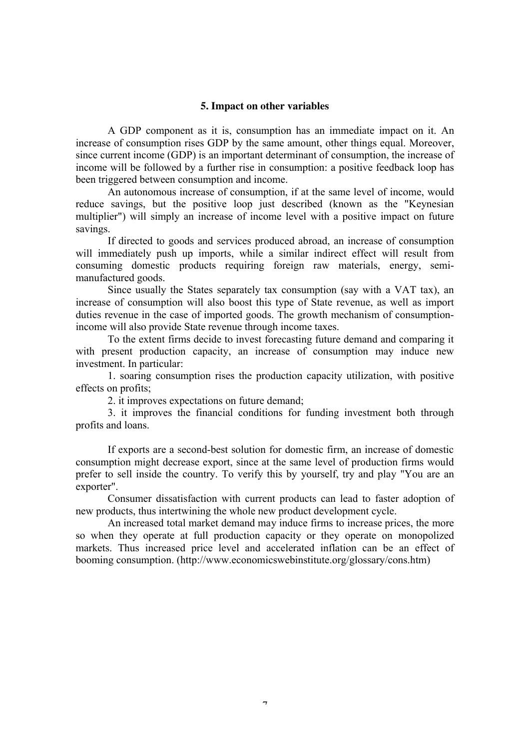## 5. Impact on other variables

A GDP component as it is, consumption has an immediate impact on it. An increase of consumption rises GDP by the same amount, other things equal. Moreover, since current income (GDP) is an important determinant of consumption, the increase of income will be followed by a further rise in consumption: a positive feedback loop has been triggered between consumption and income.

An autonomous increase of consumption, if at the same level of income, would reduce savings, but the positive loop just described (known as the "Keynesian multiplier") will simply an increase of income level with a positive impact on future savings.

If directed to goods and services produced abroad, an increase of consumption will immediately push up imports, while a similar indirect effect will result from consuming domestic products requiring foreign raw materials, energy, semi-manufactured goods.

Since usually the States separately tax consumption (say with a VAT tax), an increase of consumption will also boost this type of State revenue, as well as import duties revenue in the case of imported goods. The growth mechanism of consumption-income will also provide State revenue through income taxes.

To the extent firms decide to invest forecasting future demand and comparing it with present production capacity, an increase of consumption may induce new investment. In particular:

1. soaring consumption rises the production capacity utilization, with positive effects on profits;
2. it improves expectations on future demand;
3. it improves the financial conditions for funding investment both through profits and loans.

If exports are a second-best solution for domestic firm, an increase of domestic consumption might decrease export, since at the same level of production firms would prefer to sell inside the country. To verify this by yourself, try and play "You are an exporter".

Consumer dissatisfaction with current products can lead to faster adoption of new products, thus intertwining the whole new product development cycle.

An increased total market demand may induce firms to increase prices, the more so when they operate at full production capacity or they operate on monopolized markets. Thus increased price level and accelerated inflation can be an effect of booming consumption. (http://www.economicswebinstitute.org/glossary/cons.htm)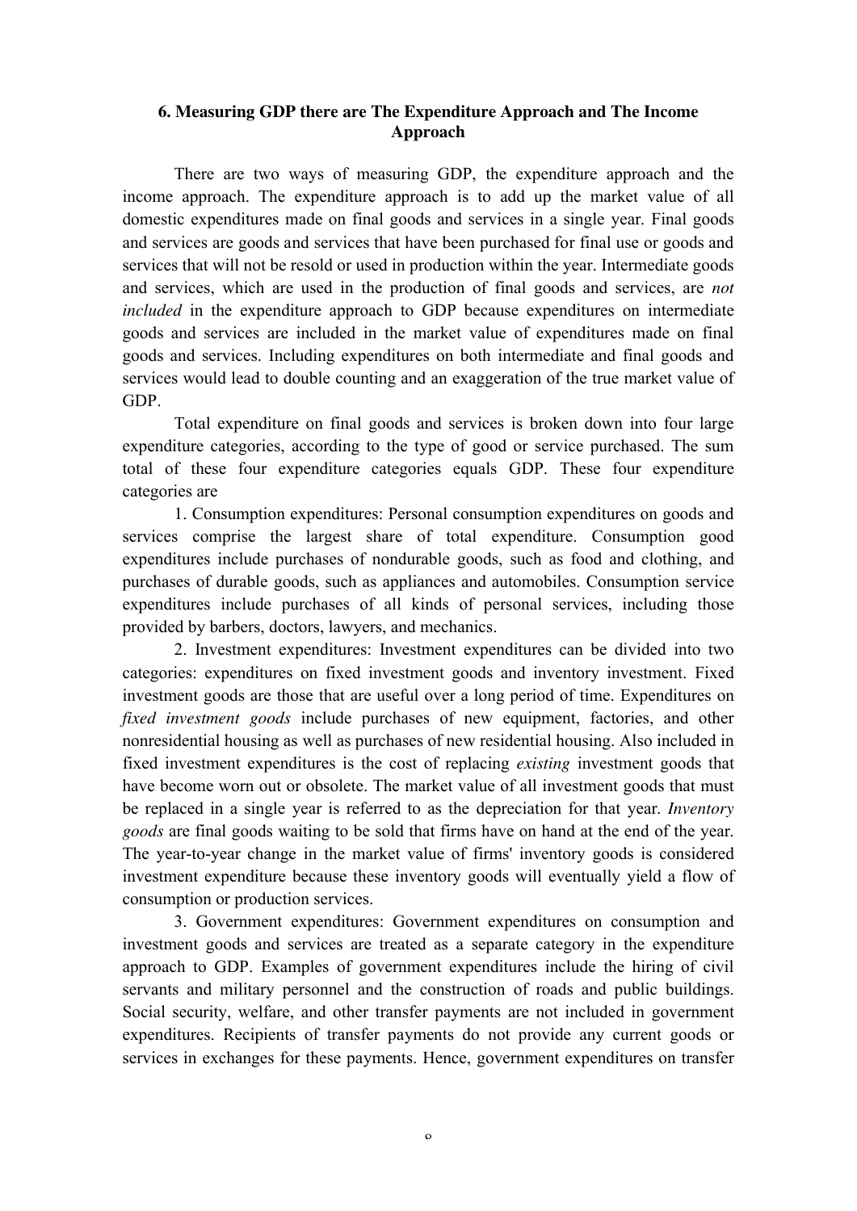### 6. Measuring GDP there are The Expenditure Approach and The Income Approach

There are two ways of measuring GDP, the expenditure approach and the income approach. The expenditure approach is to add up the market value of all domestic expenditures made on final goods and services in a single year. Final goods and services are goods and services that have been purchased for final use or goods and services that will not be resold or used in production within the year. Intermediate goods and services, which are used in the production of final goods and services, are *not included* in the expenditure approach to GDP because expenditures on intermediate goods and services are included in the market value of expenditures made on final goods and services. Including expenditures on both intermediate and final goods and services would lead to double counting and an exaggeration of the true market value of GDP.

Total expenditure on final goods and services is broken down into four large expenditure categories, according to the type of good or service purchased. The sum total of these four expenditure categories equals GDP. These four expenditure categories are

1. Consumption expenditures: Personal consumption expenditures on goods and services comprise the largest share of total expenditure. Consumption good expenditures include purchases of nondurable goods, such as food and clothing, and purchases of durable goods, such as appliances and automobiles. Consumption service expenditures include purchases of all kinds of personal services, including those provided by barbers, doctors, lawyers, and mechanics.

2. Investment expenditures: Investment expenditures can be divided into two categories: expenditures on fixed investment goods and inventory investment. Fixed investment goods are those that are useful over a long period of time. Expenditures on *fixed investment goods* include purchases of new equipment, factories, and other nonresidential housing as well as purchases of new residential housing. Also included in fixed investment expenditures is the cost of replacing *existing* investment goods that have become worn out or obsolete. The market value of all investment goods that must be replaced in a single year is referred to as the depreciation for that year. *Inventory goods* are final goods waiting to be sold that firms have on hand at the end of the year. The year-to-year change in the market value of firms' inventory goods is considered investment expenditure because these inventory goods will eventually yield a flow of consumption or production services.

3. Government expenditures: Government expenditures on consumption and investment goods and services are treated as a separate category in the expenditure approach to GDP. Examples of government expenditures include the hiring of civil servants and military personnel and the construction of roads and public buildings. Social security, welfare, and other transfer payments are not included in government expenditures. Recipients of transfer payments do not provide any current goods or services in exchanges for these payments. Hence, government expenditures on transfer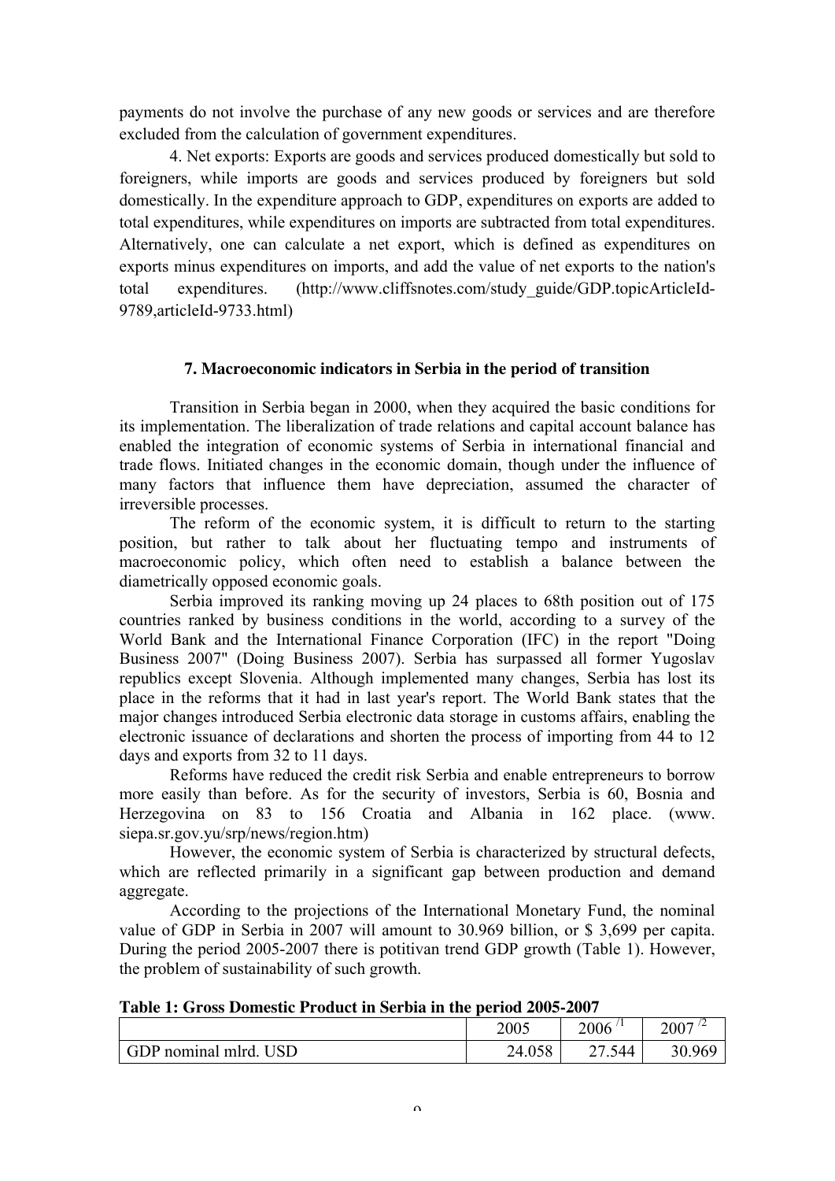payments do not involve the purchase of any new goods or services and are therefore excluded from the calculation of government expenditures.

4. Net exports: Exports are goods and services produced domestically but sold to foreigners, while imports are goods and services produced by foreigners but sold domestically. In the expenditure approach to GDP, expenditures on exports are added to total expenditures, while expenditures on imports are subtracted from total expenditures. Alternatively, one can calculate a net export, which is defined as expenditures on exports minus expenditures on imports, and add the value of net exports to the nation's total expenditures. (http://www.cliffsnotes.com/study_guide/GDP.topicArticleId-9789,articleId-9733.html)

### 7. Macroeconomic indicators in Serbia in the period of transition

Transition in Serbia began in 2000, when they acquired the basic conditions for its implementation. The liberalization of trade relations and capital account balance has enabled the integration of economic systems of Serbia in international financial and trade flows. Initiated changes in the economic domain, though under the influence of many factors that influence them have depreciation, assumed the character of irreversible processes.

The reform of the economic system, it is difficult to return to the starting position, but rather to talk about her fluctuating tempo and instruments of macroeconomic policy, which often need to establish a balance between the diametrically opposed economic goals.

Serbia improved its ranking moving up 24 places to 68th position out of 175 countries ranked by business conditions in the world, according to a survey of the World Bank and the International Finance Corporation (IFC) in the report "Doing Business 2007" (Doing Business 2007). Serbia has surpassed all former Yugoslav republics except Slovenia. Although implemented many changes, Serbia has lost its place in the reforms that it had in last year's report. The World Bank states that the major changes introduced Serbia electronic data storage in customs affairs, enabling the electronic issuance of declarations and shorten the process of importing from 44 to 12 days and exports from 32 to 11 days.

Reforms have reduced the credit risk Serbia and enable entrepreneurs to borrow more easily than before. As for the security of investors, Serbia is 60, Bosnia and Herzegovina on 83 to 156 Croatia and Albania in 162 place. (www. siepa.sr.gov.yu/srp/news/region.htm)

However, the economic system of Serbia is characterized by structural defects, which are reflected primarily in a significant gap between production and demand aggregate.

According to the projections of the International Monetary Fund, the nominal value of GDP in Serbia in 2007 will amount to 30.969 billion, or $ 3,699 per capita. During the period 2005-2007 there is potitivan trend GDP growth (Table 1). However, the problem of sustainability of such growth.

**Table 1: Gross Domestic Product in Serbia in the period 2005-2007**

| | 2005 | 2006 /1 | 2007 /2 |
|---|---|---|---|
| GDP nominal mlrd. USD | 24.058 | 27.544 | 30.969 |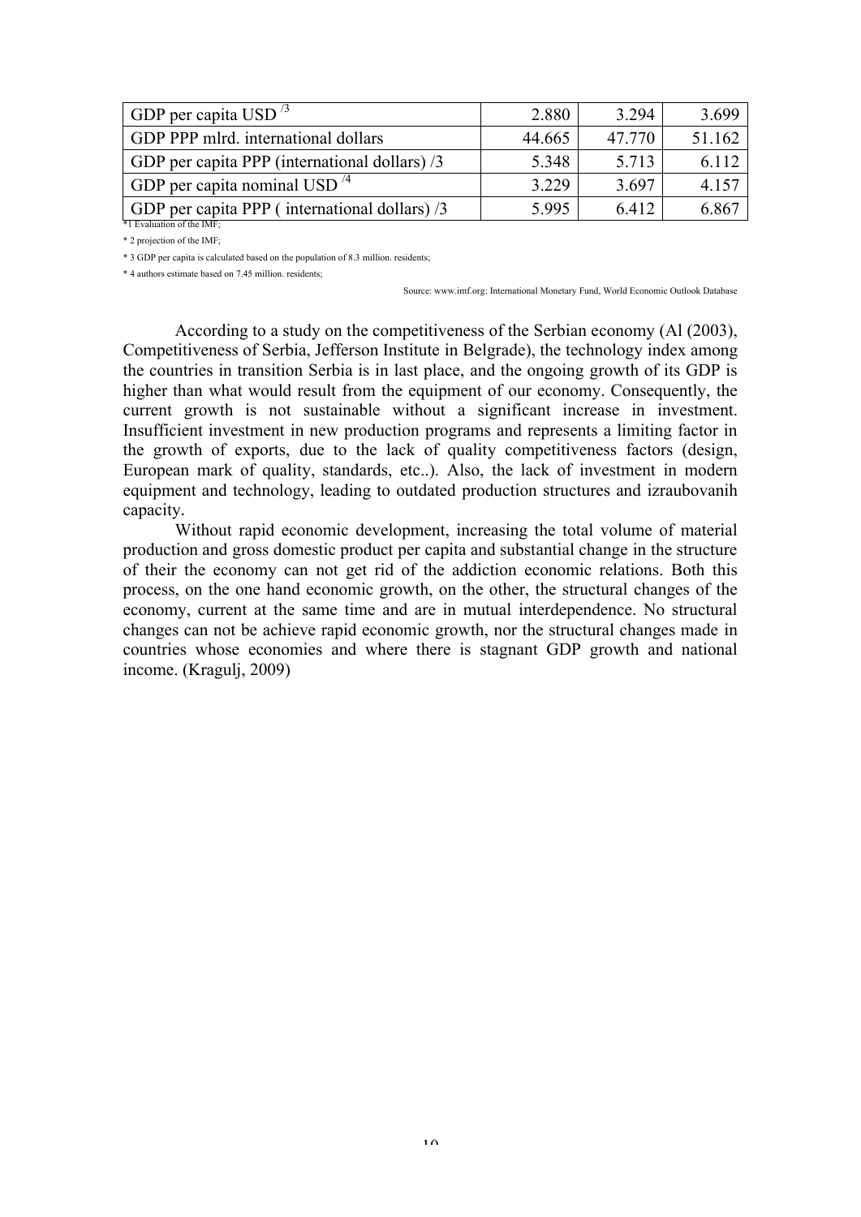| GDP per capita USD /3 | 2.880 | 3.294 | 3.699 |
|---|---|---|---|
| GDP PPP mlrd. international dollars | 44.665 | 47.770 | 51.162 |
| GDP per capita PPP (international dollars) /3 | 5.348 | 5.713 | 6.112 |
| GDP per capita nominal USD /4 | 3.229 | 3.697 | 4.157 |
| GDP per capita PPP ( international dollars) /3 | 5.995 | 6.412 | 6.867 |

*1 Evaluation of the IMF;

* 2 projection of the IMF;

* 3 GDP per capita is calculated based on the population of 8.3 million. residents;

* 4 authors estimate based on 7.45 million. residents;

Source: www.imf.org: International Monetary Fund, World Economic Outlook Database

According to a study on the competitiveness of the Serbian economy (Al (2003), Competitiveness of Serbia, Jefferson Institute in Belgrade), the technology index among the countries in transition Serbia is in last place, and the ongoing growth of its GDP is higher than what would result from the equipment of our economy. Consequently, the current growth is not sustainable without a significant increase in investment. Insufficient investment in new production programs and represents a limiting factor in the growth of exports, due to the lack of quality competitiveness factors (design, European mark of quality, standards, etc..). Also, the lack of investment in modern equipment and technology, leading to outdated production structures and izraubovanih capacity.

Without rapid economic development, increasing the total volume of material production and gross domestic product per capita and substantial change in the structure of their the economy can not get rid of the addiction economic relations. Both this process, on the one hand economic growth, on the other, the structural changes of the economy, current at the same time and are in mutual interdependence. No structural changes can not be achieve rapid economic growth, nor the structural changes made in countries whose economies and where there is stagnant GDP growth and national income. (Kragulj, 2009)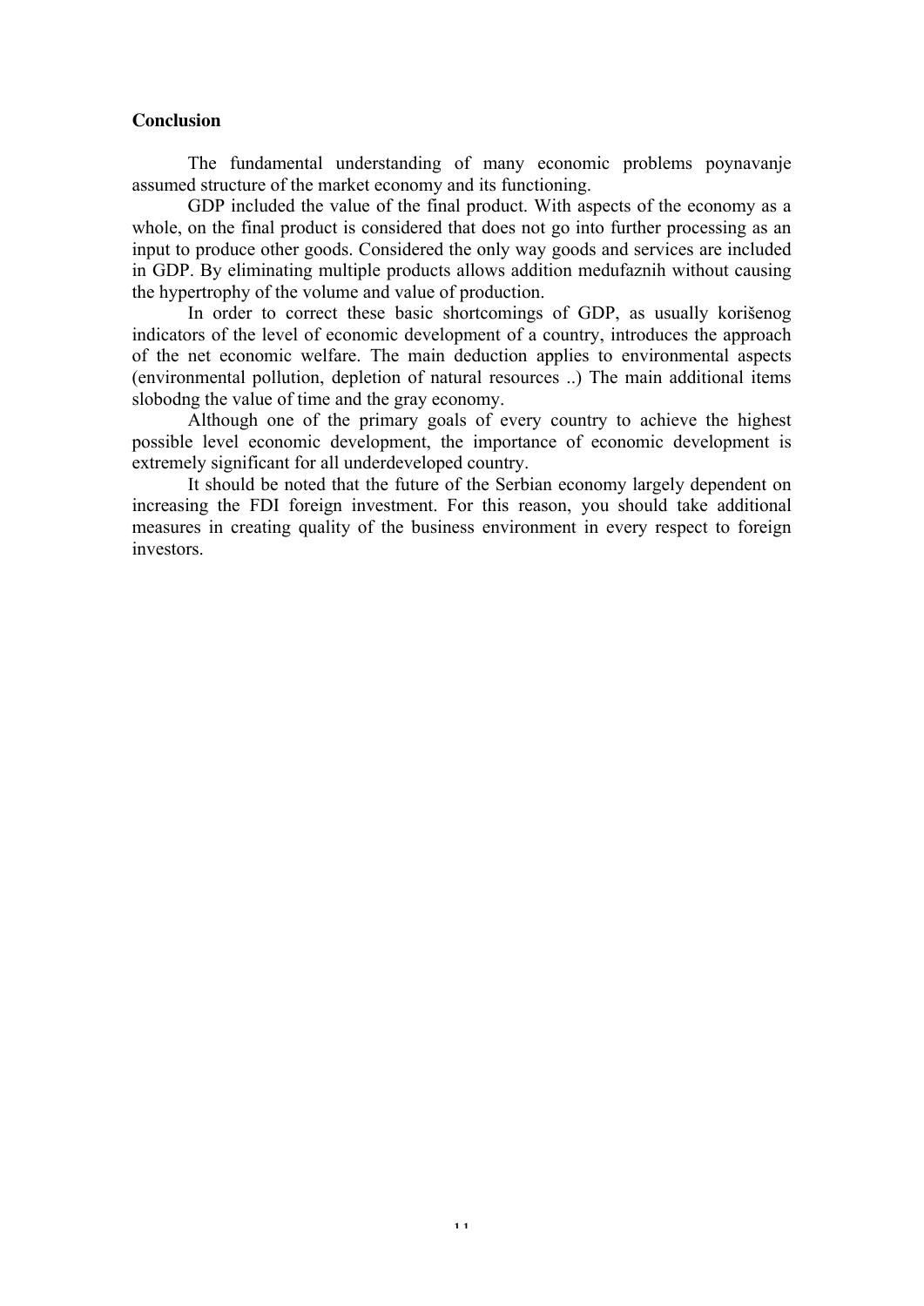**Conclusion**

The fundamental understanding of many economic problems poynavanje assumed structure of the market economy and its functioning.

GDP included the value of the final product. With aspects of the economy as a whole, on the final product is considered that does not go into further processing as an input to produce other goods. Considered the only way goods and services are included in GDP. By eliminating multiple products allows addition medufaznih without causing the hypertrophy of the volume and value of production.

In order to correct these basic shortcomings of GDP, as usually korišenog indicators of the level of economic development of a country, introduces the approach of the net economic welfare. The main deduction applies to environmental aspects (environmental pollution, depletion of natural resources ..) The main additional items slobodng the value of time and the gray economy.

Although one of the primary goals of every country to achieve the highest possible level economic development, the importance of economic development is extremely significant for all underdeveloped country.

It should be noted that the future of the Serbian economy largely dependent on increasing the FDI foreign investment. For this reason, you should take additional measures in creating quality of the business environment in every respect to foreign investors.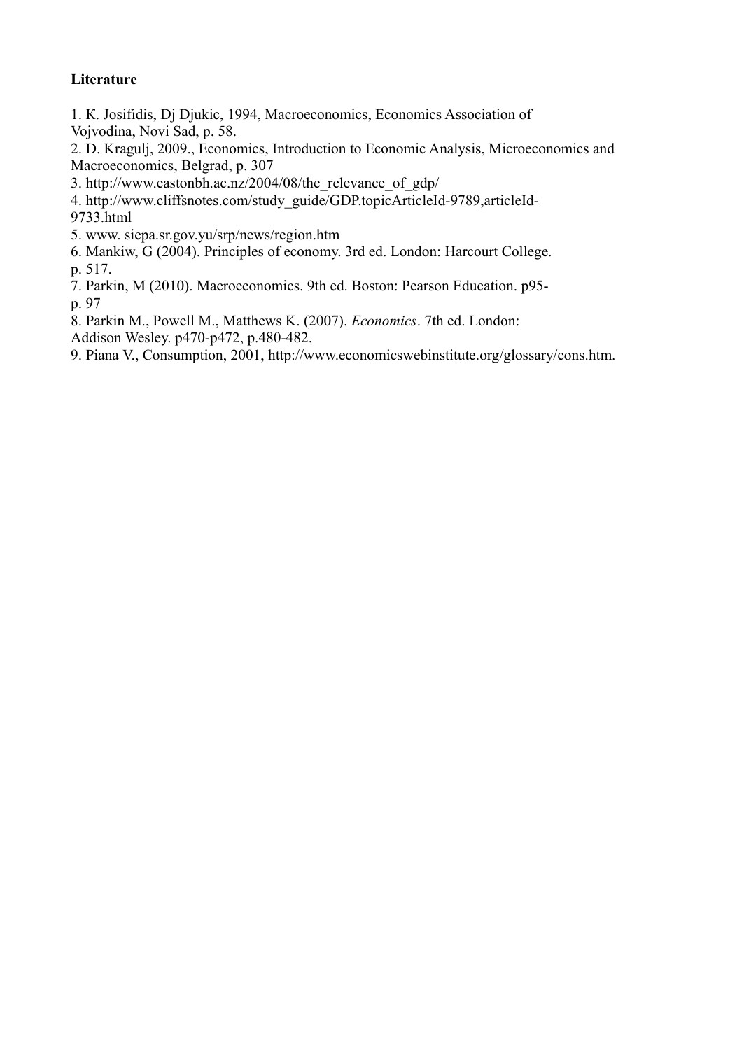**Literature**

1. K. Josifidis, Dj Djukic, 1994, Macroeconomics, Economics Association of Vojvodina, Novi Sad, p. 58.
2. D. Kragulj, 2009., Economics, Introduction to Economic Analysis, Microeconomics and Macroeconomics, Belgrad, p. 307
3. http://www.eastonbh.ac.nz/2004/08/the_relevance_of_gdp/
4. http://www.cliffsnotes.com/study_guide/GDP.topicArticleId-9789,articleId-9733.html
5. www. siepa.sr.gov.yu/srp/news/region.htm
6. Mankiw, G (2004). Principles of economy. 3rd ed. London: Harcourt College. p. 517.
7. Parkin, M (2010). Macroeconomics. 9th ed. Boston: Pearson Education. p95-p. 97
8. Parkin M., Powell M., Matthews K. (2007). *Economics*. 7th ed. London: Addison Wesley. p470-p472, p.480-482.
9. Piana V., Consumption, 2001, http://www.economicswebinstitute.org/glossary/cons.htm.